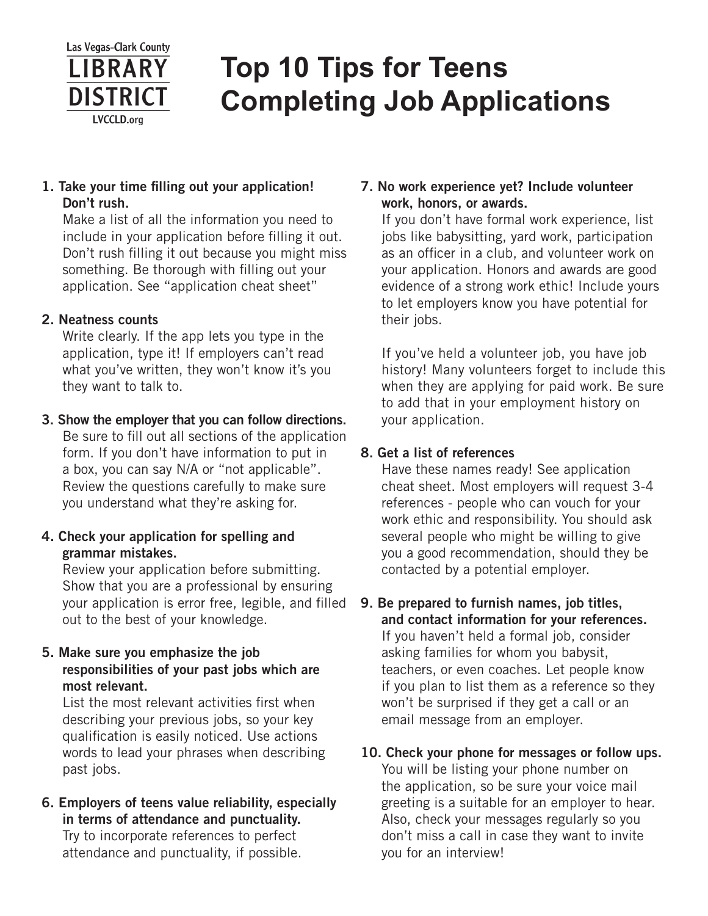Las Vegas-Clark County
LIBRARY
DISTRICT
LVCCLD.org

# Top 10 Tips for Teens Completing Job Applications

1. **Take your time filling out your application! Don't rush.**
   Make a list of all the information you need to include in your application before filling it out. Don't rush filling it out because you might miss something. Be thorough with filling out your application. See "application cheat sheet"

2. **Neatness counts**
   Write clearly. If the app lets you type in the application, type it! If employers can't read what you've written, they won't know it's you they want to talk to.

3. **Show the employer that you can follow directions.**
   Be sure to fill out all sections of the application form. If you don't have information to put in a box, you can say N/A or "not applicable". Review the questions carefully to make sure you understand what they're asking for.

4. **Check your application for spelling and grammar mistakes.**
   Review your application before submitting. Show that you are a professional by ensuring your application is error free, legible, and filled out to the best of your knowledge.

5. **Make sure you emphasize the job responsibilities of your past jobs which are most relevant.**
   List the most relevant activities first when describing your previous jobs, so your key qualification is easily noticed. Use actions words to lead your phrases when describing past jobs.

6. **Employers of teens value reliability, especially in terms of attendance and punctuality.**
   Try to incorporate references to perfect attendance and punctuality, if possible.

7. **No work experience yet? Include volunteer work, honors, or awards.**
   If you don't have formal work experience, list jobs like babysitting, yard work, participation as an officer in a club, and volunteer work on your application. Honors and awards are good evidence of a strong work ethic! Include yours to let employers know you have potential for their jobs.

   If you've held a volunteer job, you have job history! Many volunteers forget to include this when they are applying for paid work. Be sure to add that in your employment history on your application.

8. **Get a list of references**
   Have these names ready! See application cheat sheet. Most employers will request 3-4 references - people who can vouch for your work ethic and responsibility. You should ask several people who might be willing to give you a good recommendation, should they be contacted by a potential employer.

9. **Be prepared to furnish names, job titles, and contact information for your references.**
   If you haven't held a formal job, consider asking families for whom you babysit, teachers, or even coaches. Let people know if you plan to list them as a reference so they won't be surprised if they get a call or an email message from an employer.

10. **Check your phone for messages or follow ups.**
    You will be listing your phone number on the application, so be sure your voice mail greeting is a suitable for an employer to hear. Also, check your messages regularly so you don't miss a call in case they want to invite you for an interview!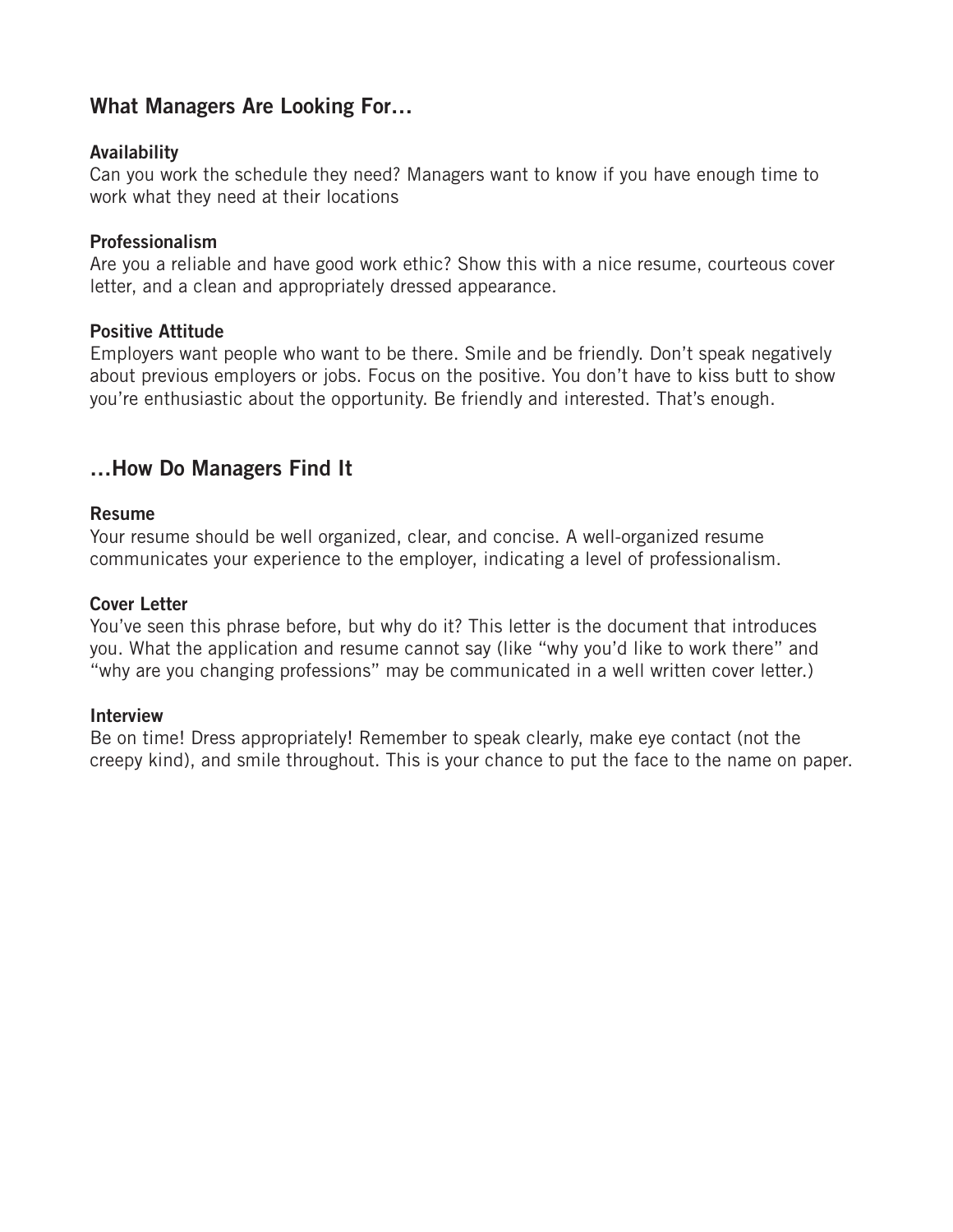## What Managers Are Looking For…

### Availability

Can you work the schedule they need? Managers want to know if you have enough time to work what they need at their locations

### Professionalism

Are you a reliable and have good work ethic? Show this with a nice resume, courteous cover letter, and a clean and appropriately dressed appearance.

### Positive Attitude

Employers want people who want to be there. Smile and be friendly. Don't speak negatively about previous employers or jobs. Focus on the positive. You don't have to kiss butt to show you're enthusiastic about the opportunity. Be friendly and interested. That's enough.

## …How Do Managers Find It

### Resume

Your resume should be well organized, clear, and concise. A well-organized resume communicates your experience to the employer, indicating a level of professionalism.

### Cover Letter

You've seen this phrase before, but why do it? This letter is the document that introduces you. What the application and resume cannot say (like "why you'd like to work there" and "why are you changing professions" may be communicated in a well written cover letter.)

### Interview

Be on time! Dress appropriately! Remember to speak clearly, make eye contact (not the creepy kind), and smile throughout. This is your chance to put the face to the name on paper.